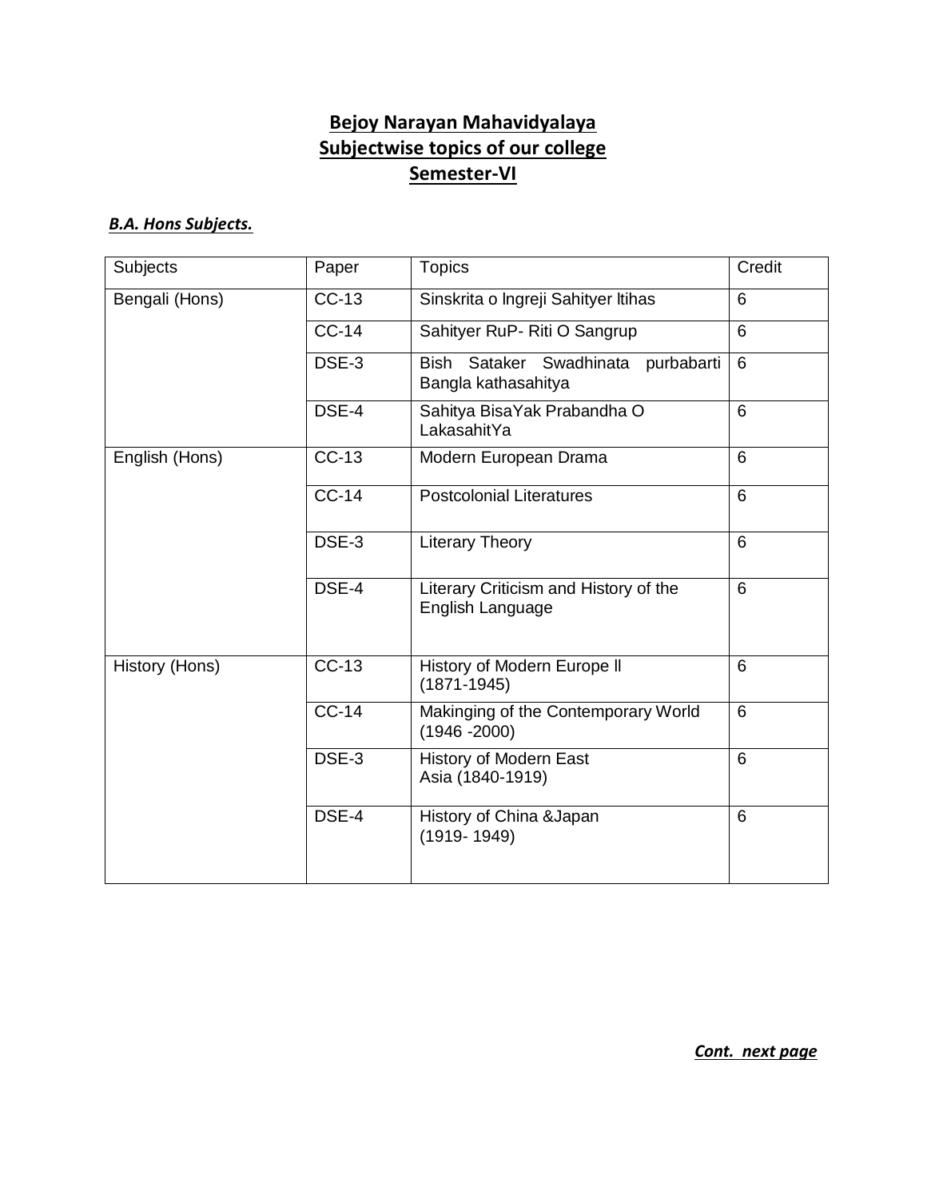# Bejoy Narayan Mahavidyalaya
## Subjectwise topics of our college
## Semester-VI

***B.A. Hons Subjects.***

| Subjects | Paper | Topics | Credit |
|---|---|---|---|
| Bengali (Hons) | CC-13 | Sinskrita o lngreji Sahityer ltihas | 6 |
| | CC-14 | Sahityer RuP- Riti O Sangrup | 6 |
| | DSE-3 | Bish Sataker Swadhinata purbabarti Bangla kathasahitya | 6 |
| | DSE-4 | Sahitya BisaYak Prabandha O LakasahitYa | 6 |
| English (Hons) | CC-13 | Modern European Drama | 6 |
| | CC-14 | Postcolonial Literatures | 6 |
| | DSE-3 | Literary Theory | 6 |
| | DSE-4 | Literary Criticism and History of the English Language | 6 |
| History (Hons) | CC-13 | History of Modern Europe ll (1871-1945) | 6 |
| | CC-14 | Makinging of the Contemporary World (1946 -2000) | 6 |
| | DSE-3 | History of Modern East Asia (1840-1919) | 6 |
| | DSE-4 | History of China &Japan (1919- 1949) | 6 |

***Cont. next page***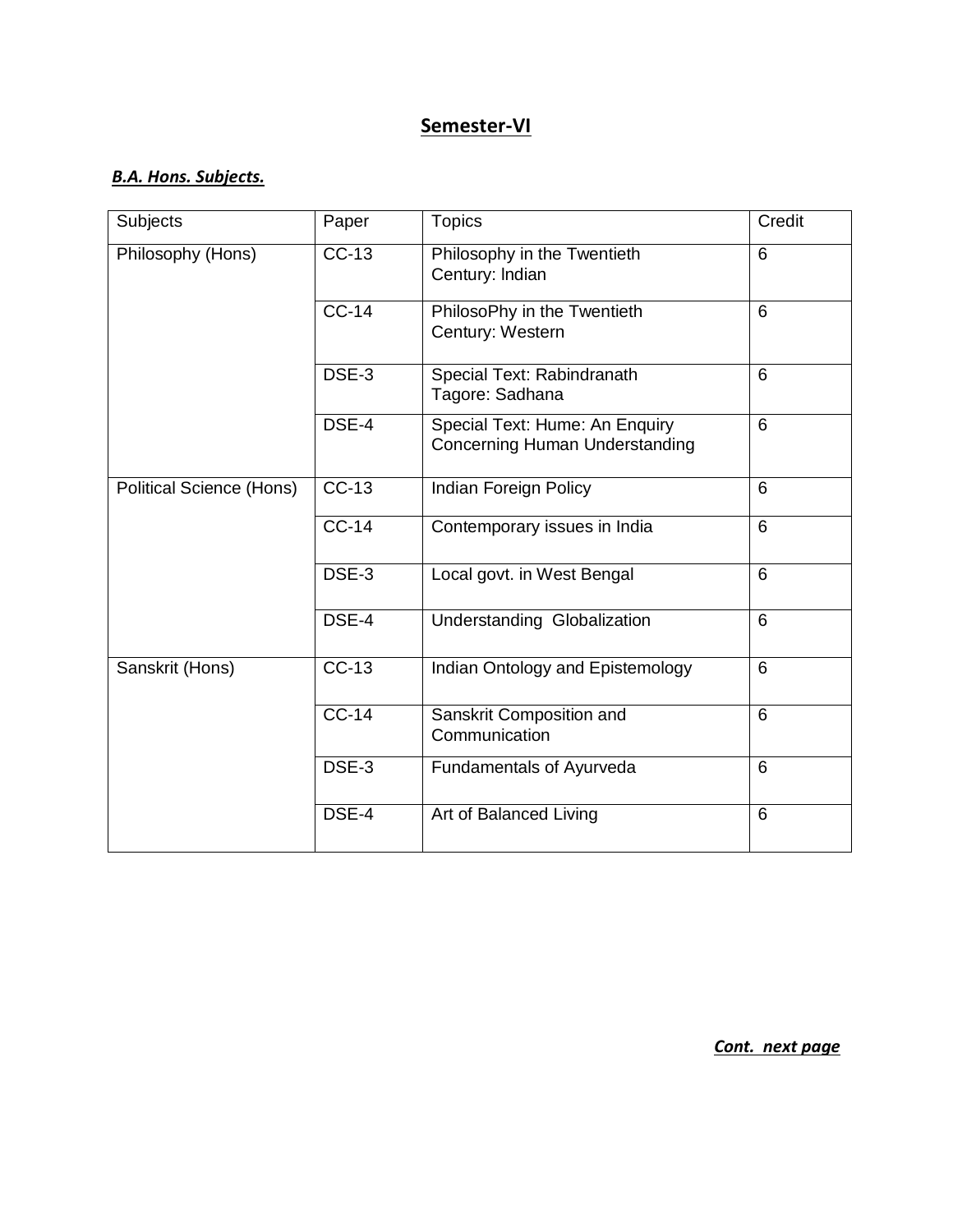## Semester-VI

***B.A. Hons. Subjects.***

| Subjects | Paper | Topics | Credit |
|---|---|---|---|
| Philosophy (Hons) | CC-13 | Philosophy in the Twentieth Century: lndian | 6 |
| | CC-14 | PhilosoPhy in the Twentieth Century: Western | 6 |
| | DSE-3 | Special Text: Rabindranath Tagore: Sadhana | 6 |
| | DSE-4 | Special Text: Hume: An Enquiry Concerning Human Understanding | 6 |
| Political Science (Hons) | CC-13 | Indian Foreign Policy | 6 |
| | CC-14 | Contemporary issues in India | 6 |
| | DSE-3 | Local govt. in West Bengal | 6 |
| | DSE-4 | Understanding Globalization | 6 |
| Sanskrit (Hons) | CC-13 | Indian Ontology and Epistemology | 6 |
| | CC-14 | Sanskrit Composition and Communication | 6 |
| | DSE-3 | Fundamentals of Ayurveda | 6 |
| | DSE-4 | Art of Balanced Living | 6 |

***Cont. next page***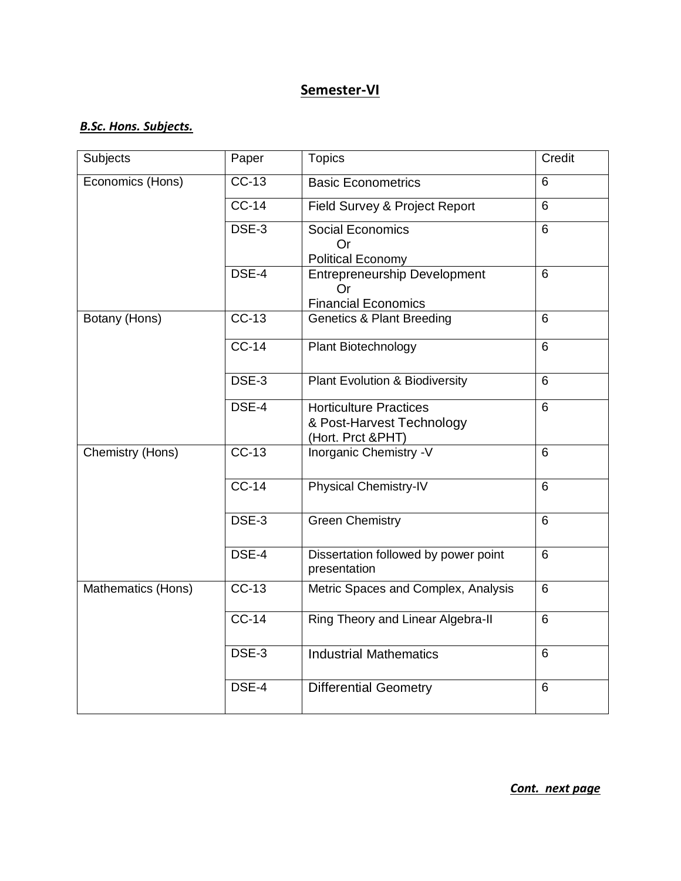# Semester-VI

***B.Sc. Hons. Subjects.***

| Subjects | Paper | Topics | Credit |
|---|---|---|---|
| Economics (Hons) | CC-13 | Basic Econometrics | 6 |
| | CC-14 | Field Survey & Project Report | 6 |
| | DSE-3 | Social Economics<br>Or<br>Political Economy | 6 |
| | DSE-4 | Entrepreneurship Development<br>Or<br>Financial Economics | 6 |
| Botany (Hons) | CC-13 | Genetics & Plant Breeding | 6 |
| | CC-14 | Plant Biotechnology | 6 |
| | DSE-3 | Plant Evolution & Biodiversity | 6 |
| | DSE-4 | Horticulture Practices<br>& Post-Harvest Technology<br>(Hort. Prct &PHT) | 6 |
| Chemistry (Hons) | CC-13 | Inorganic Chemistry -V | 6 |
| | CC-14 | Physical Chemistry-IV | 6 |
| | DSE-3 | Green Chemistry | 6 |
| | DSE-4 | Dissertation followed by power point presentation | 6 |
| Mathematics (Hons) | CC-13 | Metric Spaces and Complex, Analysis | 6 |
| | CC-14 | Ring Theory and Linear Algebra-II | 6 |
| | DSE-3 | Industrial Mathematics | 6 |
| | DSE-4 | Differential Geometry | 6 |

***Cont. next page***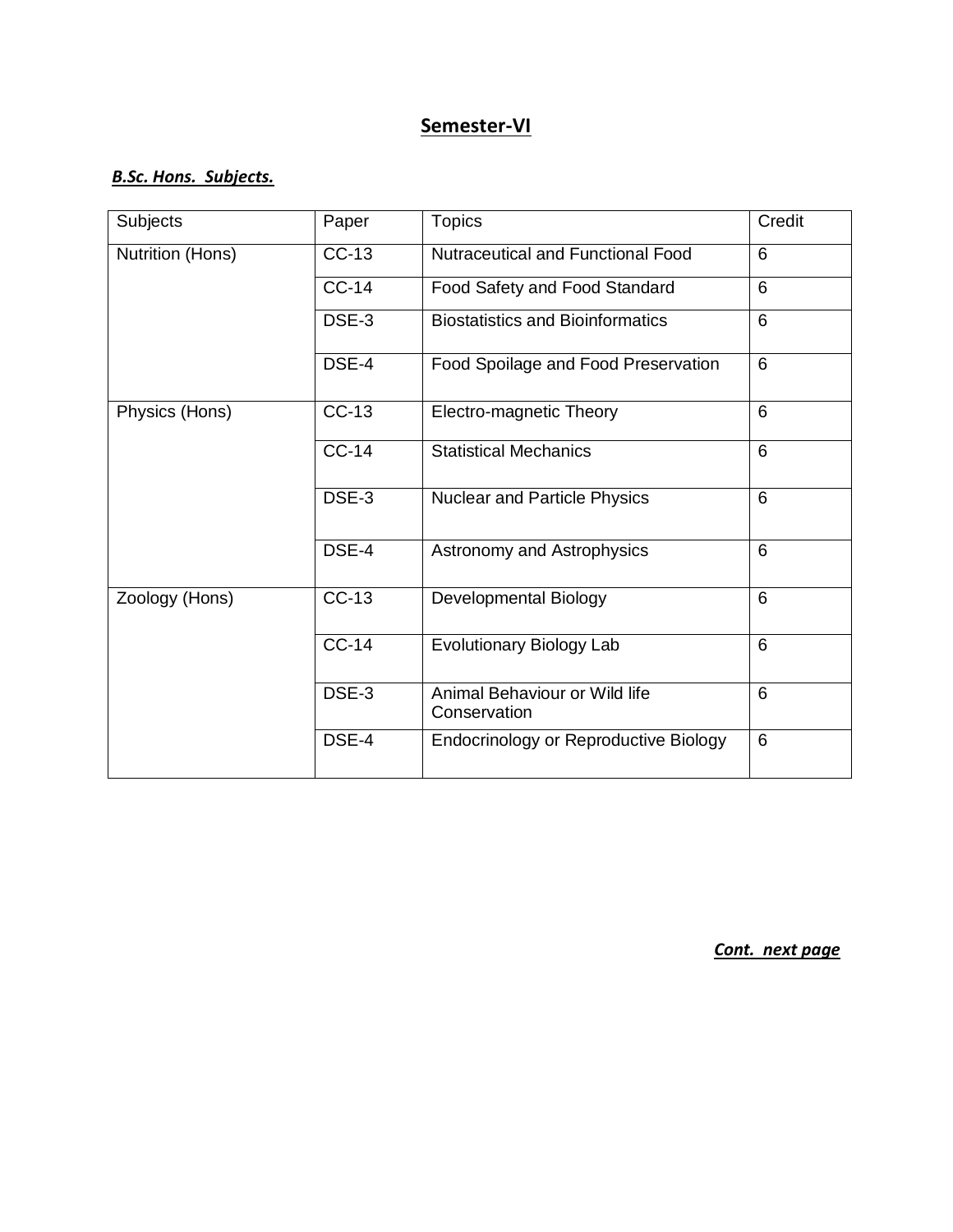## Semester-VI

***B.Sc. Hons. Subjects.***

| Subjects | Paper | Topics | Credit |
|---|---|---|---|
| Nutrition (Hons) | CC-13 | Nutraceutical and Functional Food | 6 |
| | CC-14 | Food Safety and Food Standard | 6 |
| | DSE-3 | Biostatistics and Bioinformatics | 6 |
| | DSE-4 | Food Spoilage and Food Preservation | 6 |
| Physics (Hons) | CC-13 | Electro-magnetic Theory | 6 |
| | CC-14 | Statistical Mechanics | 6 |
| | DSE-3 | Nuclear and Particle Physics | 6 |
| | DSE-4 | Astronomy and Astrophysics | 6 |
| Zoology (Hons) | CC-13 | Developmental Biology | 6 |
| | CC-14 | Evolutionary Biology Lab | 6 |
| | DSE-3 | Animal Behaviour or Wild life Conservation | 6 |
| | DSE-4 | Endocrinology or Reproductive Biology | 6 |

***Cont. next page***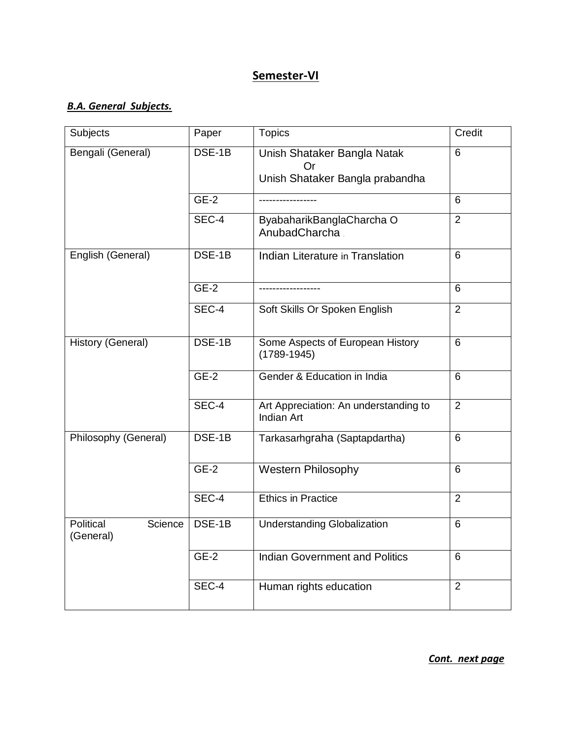# Semester-VI

***B.A. General Subjects.***

| Subjects | Paper | Topics | Credit |
|---|---|---|---|
| Bengali (General) | DSE-1B | Unish Shataker Bangla Natak<br>Or<br>Unish Shataker Bangla prabandha | 6 |
| | GE-2 | ----------------- | 6 |
| | SEC-4 | ByabaharikBanglaCharcha O AnubadCharcha . | 2 |
| English (General) | DSE-1B | Indian Literature in Translation | 6 |
| | GE-2 | ------------------ | 6 |
| | SEC-4 | Soft Skills Or Spoken English | 2 |
| History (General) | DSE-1B | Some Aspects of European History (1789-1945) | 6 |
| | GE-2 | Gender & Education in India | 6 |
| | SEC-4 | Art Appreciation: An understanding to Indian Art | 2 |
| Philosophy (General) | DSE-1B | Tarkasarhgraha (Saptapdartha) | 6 |
| | GE-2 | Western Philosophy | 6 |
| | SEC-4 | Ethics in Practice | 2 |
| Political Science (General) | DSE-1B | Understanding Globalization | 6 |
| | GE-2 | Indian Government and Politics | 6 |
| | SEC-4 | Human rights education | 2 |

***Cont. next page***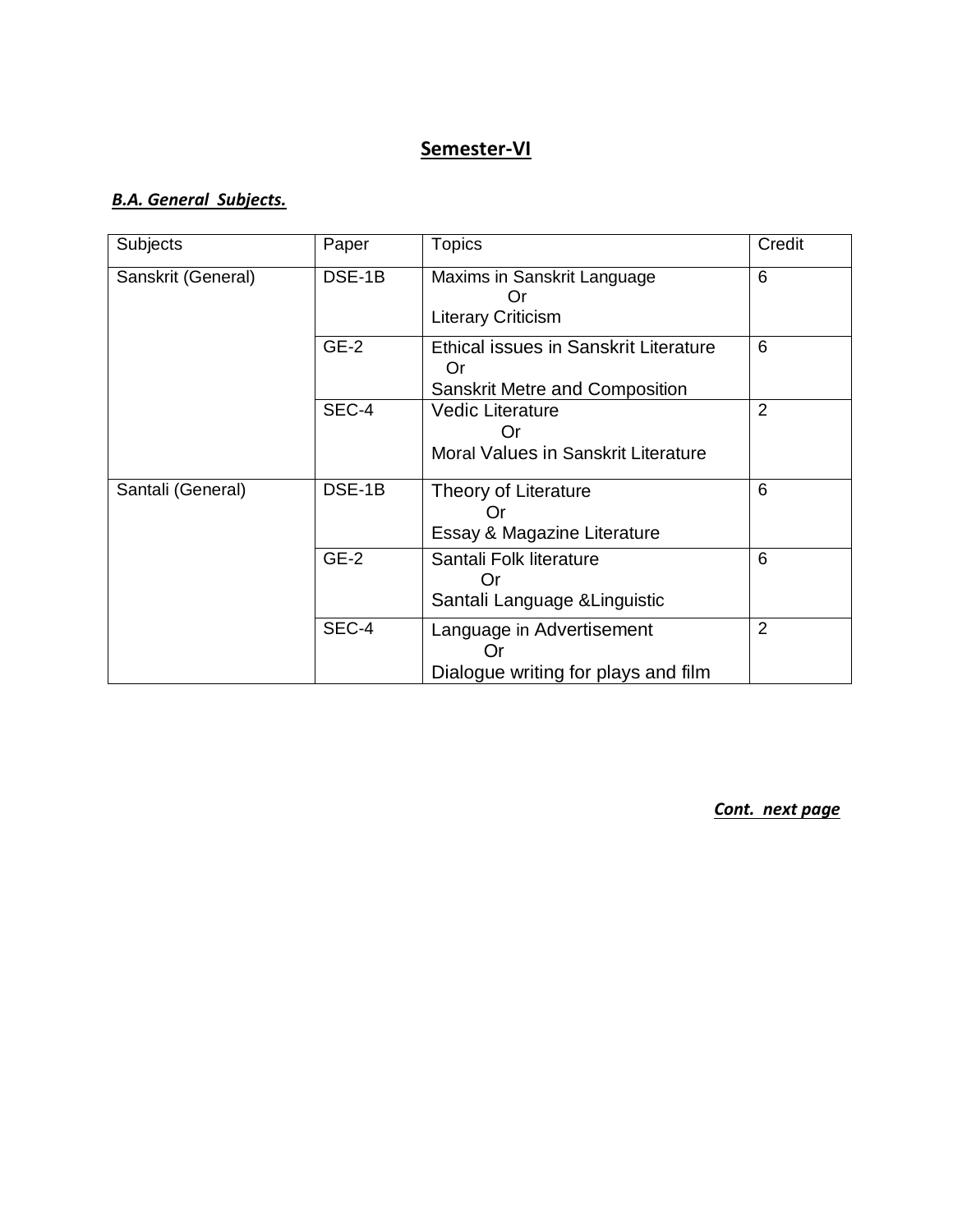## Semester-VI

***B.A. General Subjects.***

| Subjects | Paper | Topics | Credit |
|---|---|---|---|
| Sanskrit (General) | DSE-1B | Maxims in Sanskrit Language<br>Or<br>Literary Criticism | 6 |
| | GE-2 | Ethical issues in Sanskrit Literature<br>Or<br>Sanskrit Metre and Composition | 6 |
| | SEC-4 | Vedic Literature<br>Or<br>Moral Values in Sanskrit Literature | 2 |
| Santali (General) | DSE-1B | Theory of Literature<br>Or<br>Essay & Magazine Literature | 6 |
| | GE-2 | Santali Folk literature<br>Or<br>Santali Language &Linguistic | 6 |
| | SEC-4 | Language in Advertisement<br>Or<br>Dialogue writing for plays and film | 2 |

***Cont. next page***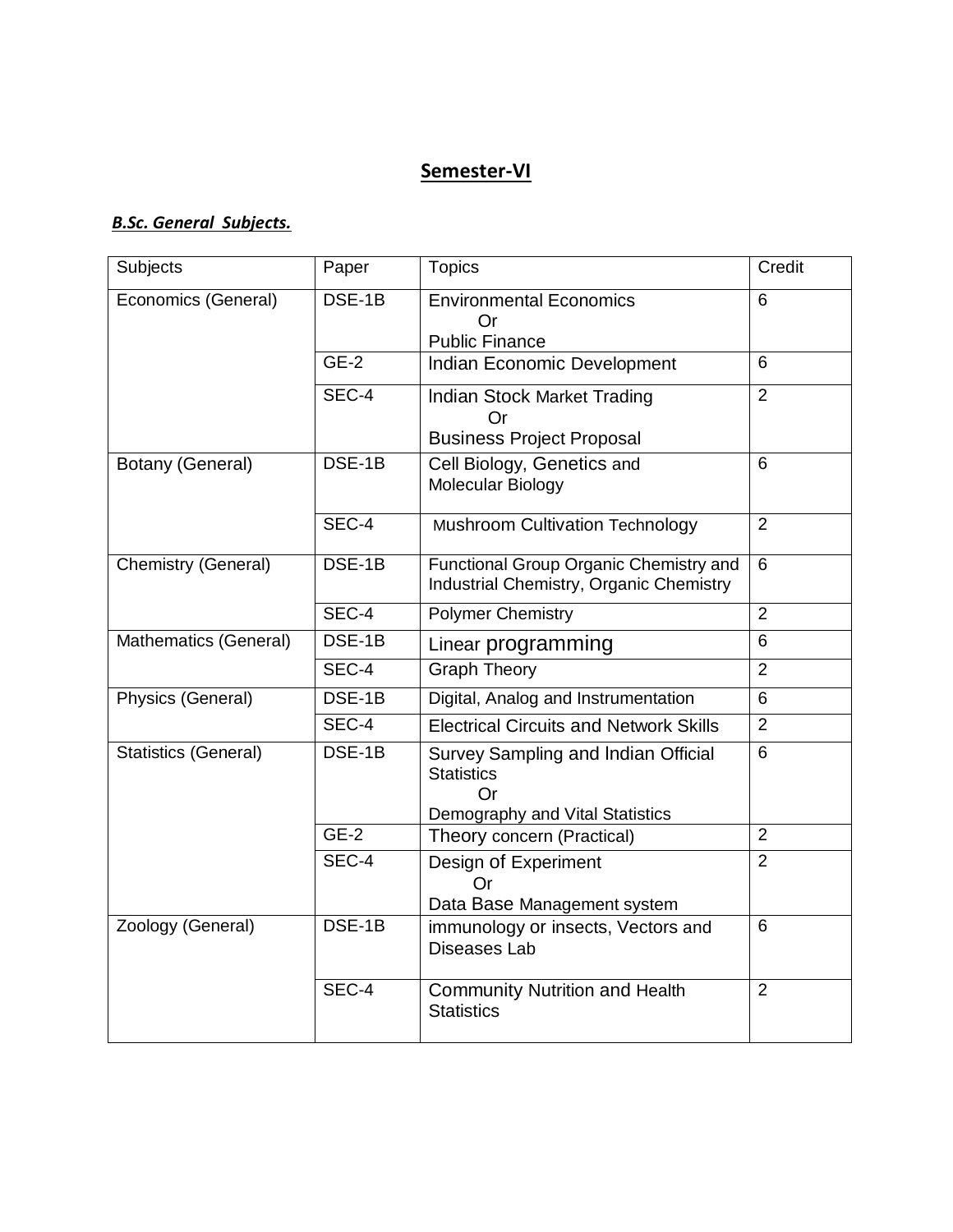## Semester-VI

***B.Sc. General Subjects.***

| Subjects | Paper | Topics | Credit |
|---|---|---|---|
| Economics (General) | DSE-1B | Environmental Economics Or Public Finance | 6 |
| | GE-2 | Indian Economic Development | 6 |
| | SEC-4 | Indian Stock Market Trading Or Business Project Proposal | 2 |
| Botany (General) | DSE-1B | Cell Biology, Genetics and Molecular Biology | 6 |
| | SEC-4 | Mushroom Cultivation Technology | 2 |
| Chemistry (General) | DSE-1B | Functional Group Organic Chemistry and Industrial Chemistry, Organic Chemistry | 6 |
| | SEC-4 | Polymer Chemistry | 2 |
| Mathematics (General) | DSE-1B | Linear programming | 6 |
| | SEC-4 | Graph Theory | 2 |
| Physics (General) | DSE-1B | Digital, Analog and Instrumentation | 6 |
| | SEC-4 | Electrical Circuits and Network Skills | 2 |
| Statistics (General) | DSE-1B | Survey Sampling and Indian Official Statistics Or Demography and Vital Statistics | 6 |
| | GE-2 | Theory concern (Practical) | 2 |
| | SEC-4 | Design of Experiment Or Data Base Management system | 2 |
| Zoology (General) | DSE-1B | immunology or insects, Vectors and Diseases Lab | 6 |
| | SEC-4 | Community Nutrition and Health Statistics | 2 |